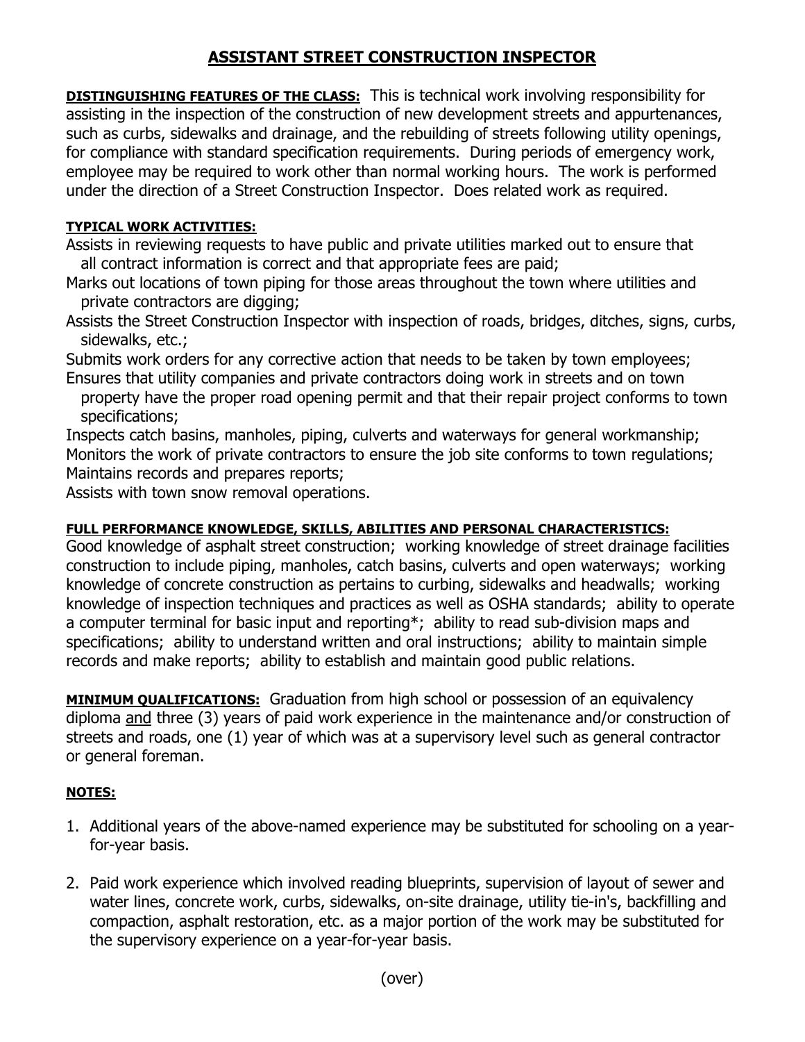# ASSISTANT STREET CONSTRUCTION INSPECTOR

**DISTINGUISHING FEATURES OF THE CLASS:** This is technical work involving responsibility for assisting in the inspection of the construction of new development streets and appurtenances, such as curbs, sidewalks and drainage, and the rebuilding of streets following utility openings, for compliance with standard specification requirements. During periods of emergency work, employee may be required to work other than normal working hours. The work is performed under the direction of a Street Construction Inspector. Does related work as required.

**TYPICAL WORK ACTIVITIES:**

Assists in reviewing requests to have public and private utilities marked out to ensure that all contract information is correct and that appropriate fees are paid;
Marks out locations of town piping for those areas throughout the town where utilities and private contractors are digging;
Assists the Street Construction Inspector with inspection of roads, bridges, ditches, signs, curbs, sidewalks, etc.;
Submits work orders for any corrective action that needs to be taken by town employees;
Ensures that utility companies and private contractors doing work in streets and on town property have the proper road opening permit and that their repair project conforms to town specifications;
Inspects catch basins, manholes, piping, culverts and waterways for general workmanship;
Monitors the work of private contractors to ensure the job site conforms to town regulations;
Maintains records and prepares reports;
Assists with town snow removal operations.

**FULL PERFORMANCE KNOWLEDGE, SKILLS, ABILITIES AND PERSONAL CHARACTERISTICS:**
Good knowledge of asphalt street construction; working knowledge of street drainage facilities construction to include piping, manholes, catch basins, culverts and open waterways; working knowledge of concrete construction as pertains to curbing, sidewalks and headwalls; working knowledge of inspection techniques and practices as well as OSHA standards; ability to operate a computer terminal for basic input and reporting*; ability to read sub-division maps and specifications; ability to understand written and oral instructions; ability to maintain simple records and make reports; ability to establish and maintain good public relations.

**MINIMUM QUALIFICATIONS:** Graduation from high school or possession of an equivalency diploma and three (3) years of paid work experience in the maintenance and/or construction of streets and roads, one (1) year of which was at a supervisory level such as general contractor or general foreman.

**NOTES:**

1. Additional years of the above-named experience may be substituted for schooling on a year-for-year basis.

2. Paid work experience which involved reading blueprints, supervision of layout of sewer and water lines, concrete work, curbs, sidewalks, on-site drainage, utility tie-in's, backfilling and compaction, asphalt restoration, etc. as a major portion of the work may be substituted for the supervisory experience on a year-for-year basis.

(over)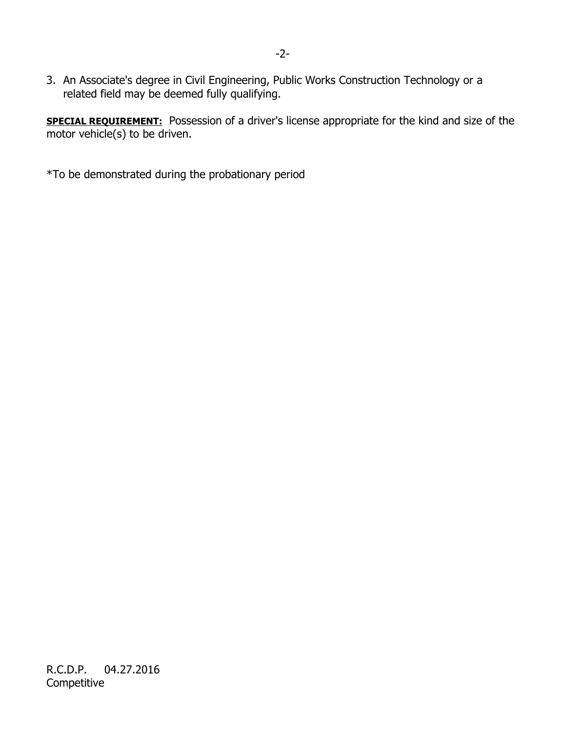3. An Associate's degree in Civil Engineering, Public Works Construction Technology or a related field may be deemed fully qualifying.

**SPECIAL REQUIREMENT:** Possession of a driver's license appropriate for the kind and size of the motor vehicle(s) to be driven.

*To be demonstrated during the probationary period

R.C.D.P. 04.27.2016
Competitive